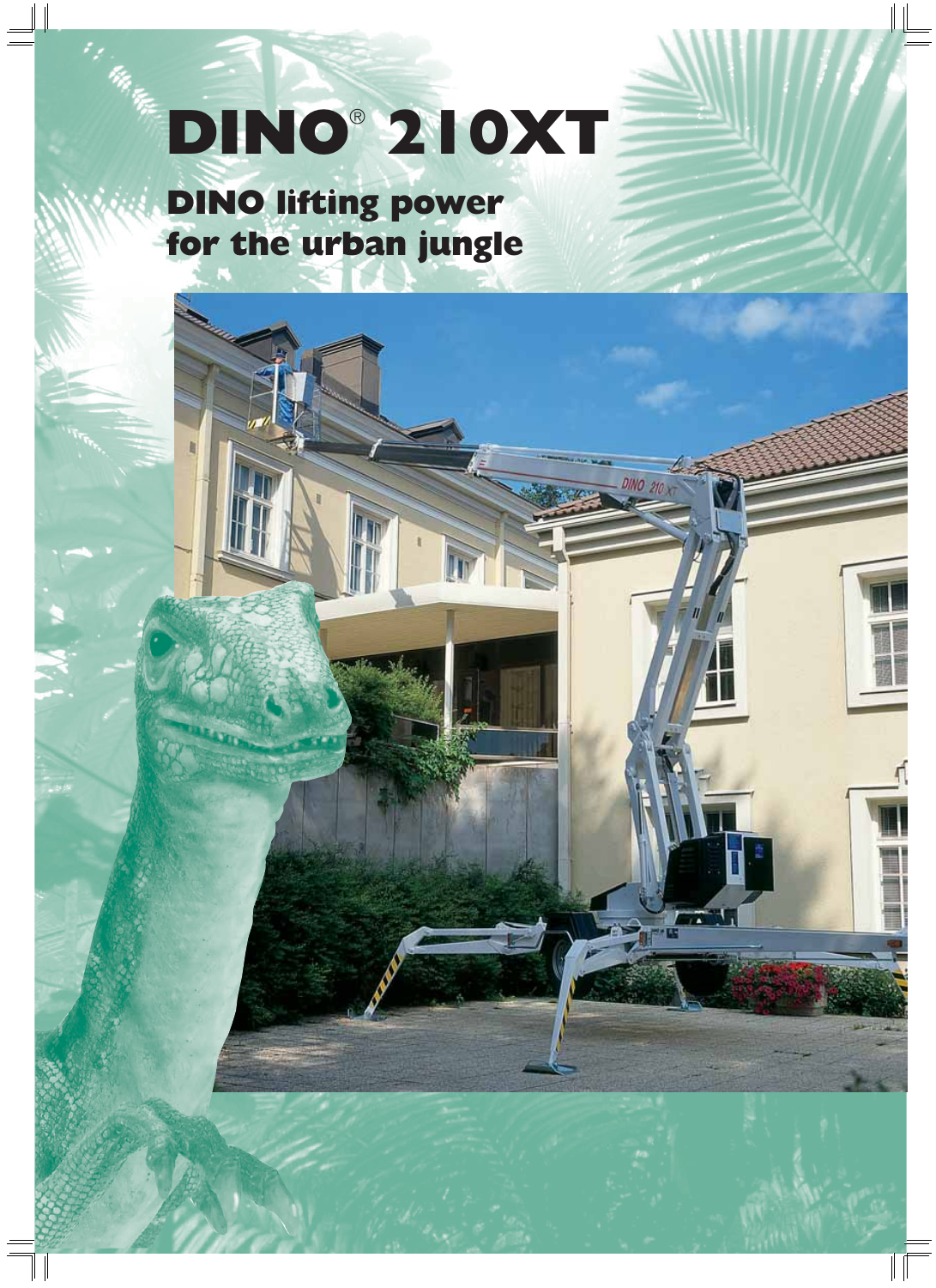# DINO® 210XT

## DINO lifting power for the urban jungle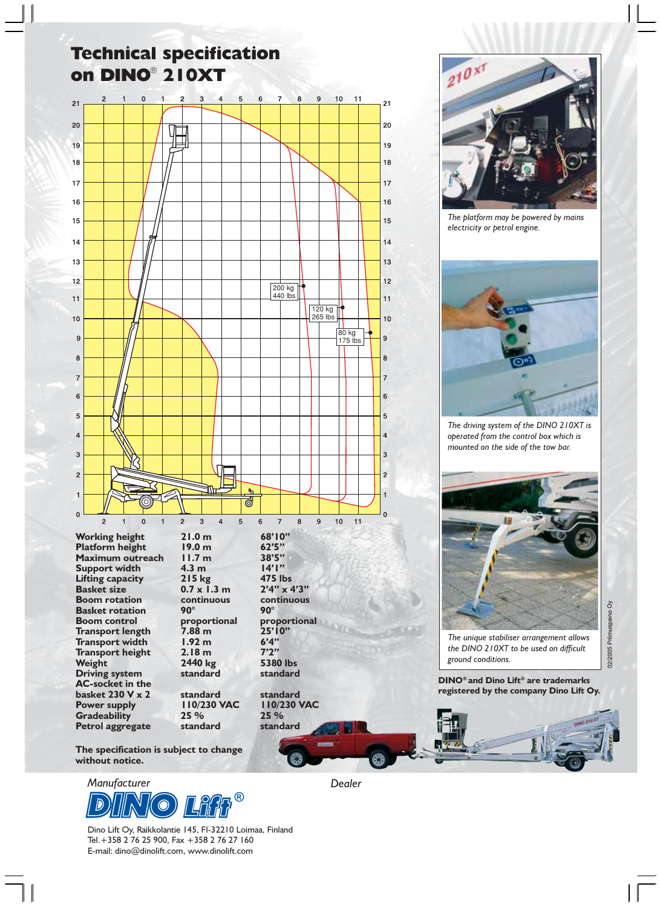# Technical specification on DINO® 210XT

21
20
19
18
17
16
15
14
13
12
11
10
9
8
7
6
5
4
3
2
1
0

2 1 0 1 2 3 4 5 6 7 8 9 10 11

200 kg
440 lbs

120 kg
265 lbs

80 kg
175 lbs

| | | |
|---|---|---|
| **Working height** | **21.0 m** | **68'10"** |
| **Platform height** | **19.0 m** | **62'5"** |
| **Maximum outreach** | **11.7 m** | **38'5"** |
| **Support width** | **4.3 m** | **14'1"** |
| **Lifting capacity** | **215 kg** | **475 lbs** |
| **Basket size** | **0.7 x 1.3 m** | **2'4" x 4'3"** |
| **Boom rotation** | **continuous** | **continuous** |
| **Basket rotation** | **90°** | **90°** |
| **Boom control** | **proportional** | **proportional** |
| **Transport length** | **7.88 m** | **25'10"** |
| **Transport width** | **1.92 m** | **6'4"** |
| **Transport height** | **2.18 m** | **7'2"** |
| **Weight** | **2440 kg** | **5380 lbs** |
| **Driving system** | **standard** | **standard** |
| **AC-socket in the basket 230 V x 2** | **standard** | **standard** |
| **Power supply** | **110/230 VAC** | **110/230 VAC** |
| **Gradeability** | **25 %** | **25 %** |
| **Petrol aggregate** | **standard** | **standard** |

**The specification is subject to change without notice.**

*The platform may be powered by mains electricity or petrol engine.*

*The driving system of the DINO 210XT is operated from the control box which is mounted on the side of the tow bar.*

*The unique stabiliser arrangement allows the DINO 210XT to be used on difficult ground conditions.*

**DINO® and Dino Lift® are trademarks registered by the company Dino Lift Oy.**

02/2005 Priimuspaino Oy

*Manufacturer*

DINO Lift®

Dino Lift Oy, Raikkolantie 145, FI-32210 Loimaa, Finland
Tel. +358 2 76 25 900, Fax +358 2 76 27 160
E-mail: dino@dinolift.com, www.dinolift.com

*Dealer*